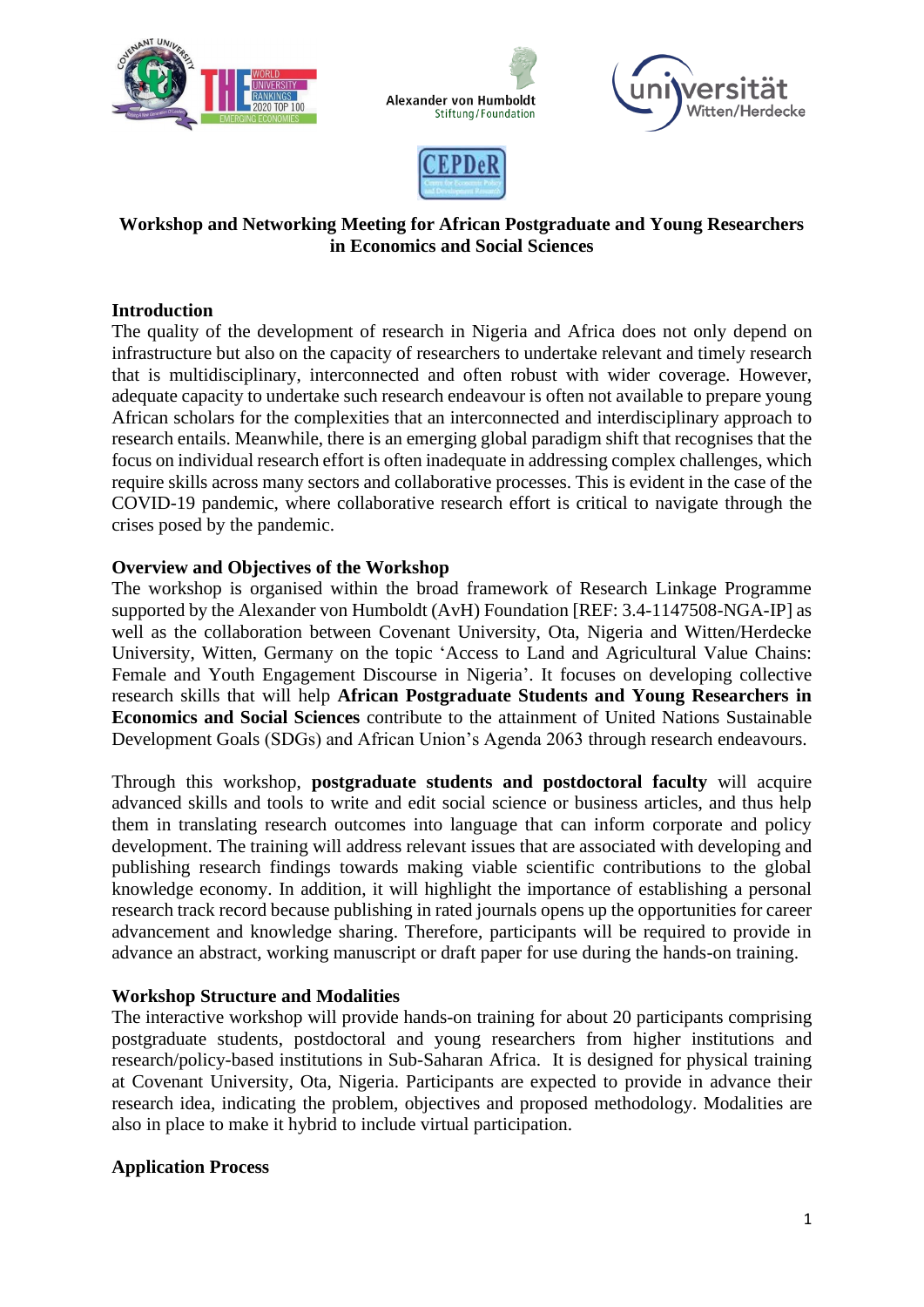# Workshop and Networking Meeting for African Postgraduate and Young Researchers in Economics and Social Sciences

## Introduction

The quality of the development of research in Nigeria and Africa does not only depend on infrastructure but also on the capacity of researchers to undertake relevant and timely research that is multidisciplinary, interconnected and often robust with wider coverage. However, adequate capacity to undertake such research endeavour is often not available to prepare young African scholars for the complexities that an interconnected and interdisciplinary approach to research entails. Meanwhile, there is an emerging global paradigm shift that recognises that the focus on individual research effort is often inadequate in addressing complex challenges, which require skills across many sectors and collaborative processes. This is evident in the case of the COVID-19 pandemic, where collaborative research effort is critical to navigate through the crises posed by the pandemic.

## Overview and Objectives of the Workshop

The workshop is organised within the broad framework of Research Linkage Programme supported by the Alexander von Humboldt (AvH) Foundation [REF: 3.4-1147508-NGA-IP] as well as the collaboration between Covenant University, Ota, Nigeria and Witten/Herdecke University, Witten, Germany on the topic 'Access to Land and Agricultural Value Chains: Female and Youth Engagement Discourse in Nigeria'. It focuses on developing collective research skills that will help **African Postgraduate Students and Young Researchers in Economics and Social Sciences** contribute to the attainment of United Nations Sustainable Development Goals (SDGs) and African Union's Agenda 2063 through research endeavours.

Through this workshop, **postgraduate students and postdoctoral faculty** will acquire advanced skills and tools to write and edit social science or business articles, and thus help them in translating research outcomes into language that can inform corporate and policy development. The training will address relevant issues that are associated with developing and publishing research findings towards making viable scientific contributions to the global knowledge economy. In addition, it will highlight the importance of establishing a personal research track record because publishing in rated journals opens up the opportunities for career advancement and knowledge sharing. Therefore, participants will be required to provide in advance an abstract, working manuscript or draft paper for use during the hands-on training.

## Workshop Structure and Modalities

The interactive workshop will provide hands-on training for about 20 participants comprising postgraduate students, postdoctoral and young researchers from higher institutions and research/policy-based institutions in Sub-Saharan Africa. It is designed for physical training at Covenant University, Ota, Nigeria. Participants are expected to provide in advance their research idea, indicating the problem, objectives and proposed methodology. Modalities are also in place to make it hybrid to include virtual participation.

## Application Process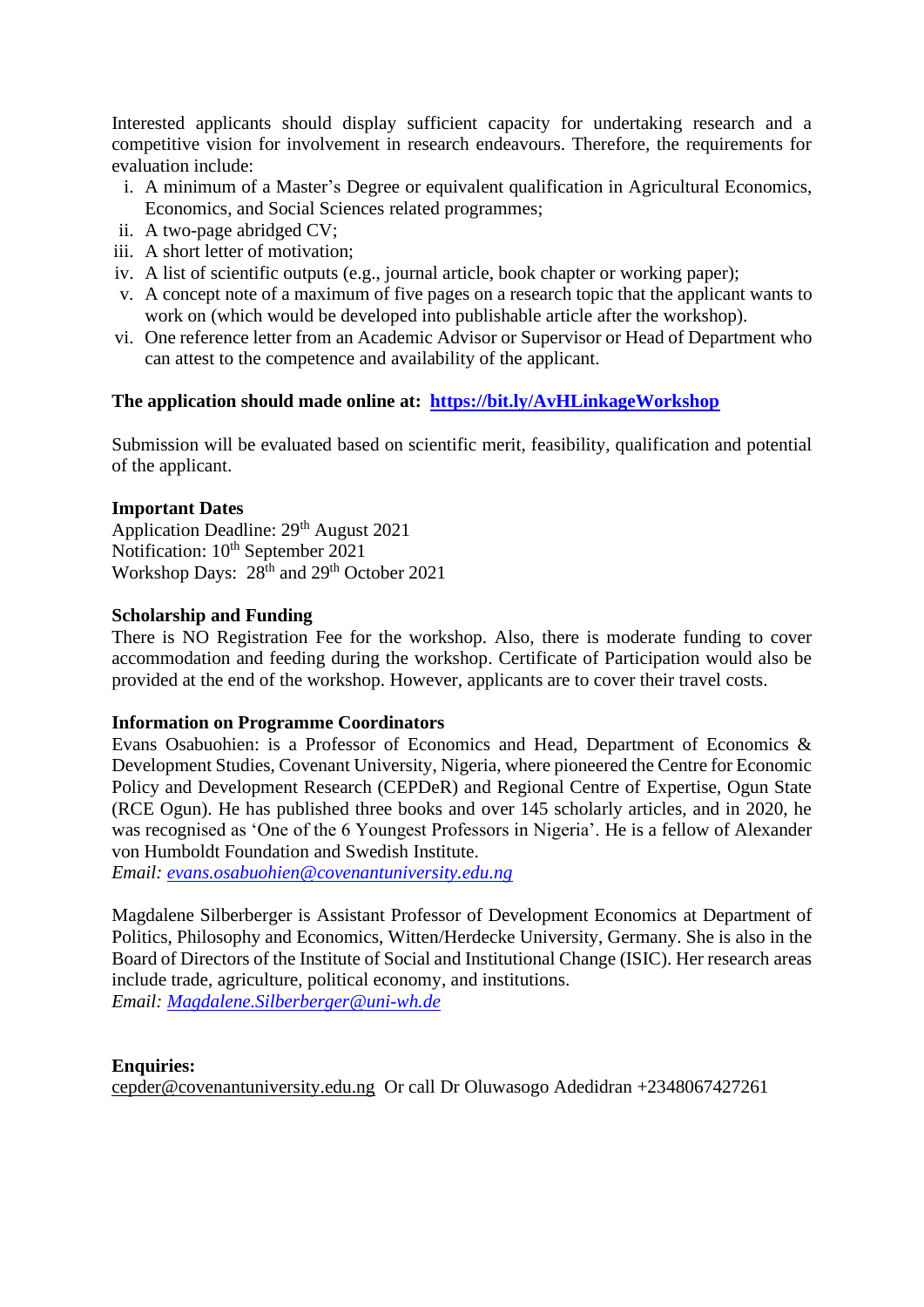Interested applicants should display sufficient capacity for undertaking research and a competitive vision for involvement in research endeavours. Therefore, the requirements for evaluation include:

i. A minimum of a Master's Degree or equivalent qualification in Agricultural Economics, Economics, and Social Sciences related programmes;
ii. A two-page abridged CV;
iii. A short letter of motivation;
iv. A list of scientific outputs (e.g., journal article, book chapter or working paper);
v. A concept note of a maximum of five pages on a research topic that the applicant wants to work on (which would be developed into publishable article after the workshop).
vi. One reference letter from an Academic Advisor or Supervisor or Head of Department who can attest to the competence and availability of the applicant.

**The application should made online at: [https://bit.ly/AvHLinkageWorkshop](https://bit.ly/AvHLinkageWorkshop)**

Submission will be evaluated based on scientific merit, feasibility, qualification and potential of the applicant.

**Important Dates**

Application Deadline: 29th August 2021
Notification: 10th September 2021
Workshop Days: 28th and 29th October 2021

**Scholarship and Funding**

There is NO Registration Fee for the workshop. Also, there is moderate funding to cover accommodation and feeding during the workshop. Certificate of Participation would also be provided at the end of the workshop. However, applicants are to cover their travel costs.

**Information on Programme Coordinators**

Evans Osabuohien: is a Professor of Economics and Head, Department of Economics & Development Studies, Covenant University, Nigeria, where pioneered the Centre for Economic Policy and Development Research (CEPDeR) and Regional Centre of Expertise, Ogun State (RCE Ogun). He has published three books and over 145 scholarly articles, and in 2020, he was recognised as 'One of the 6 Youngest Professors in Nigeria'. He is a fellow of Alexander von Humboldt Foundation and Swedish Institute.
*Email: [evans.osabuohien@covenantuniversity.edu.ng](mailto:evans.osabuohien@covenantuniversity.edu.ng)*

Magdalene Silberberger is Assistant Professor of Development Economics at Department of Politics, Philosophy and Economics, Witten/Herdecke University, Germany. She is also in the Board of Directors of the Institute of Social and Institutional Change (ISIC). Her research areas include trade, agriculture, political economy, and institutions.
*Email: [Magdalene.Silberberger@uni-wh.de](mailto:Magdalene.Silberberger@uni-wh.de)*

**Enquiries:**

cepder@covenantuniversity.edu.ng Or call Dr Oluwasogo Adedidran +2348067427261